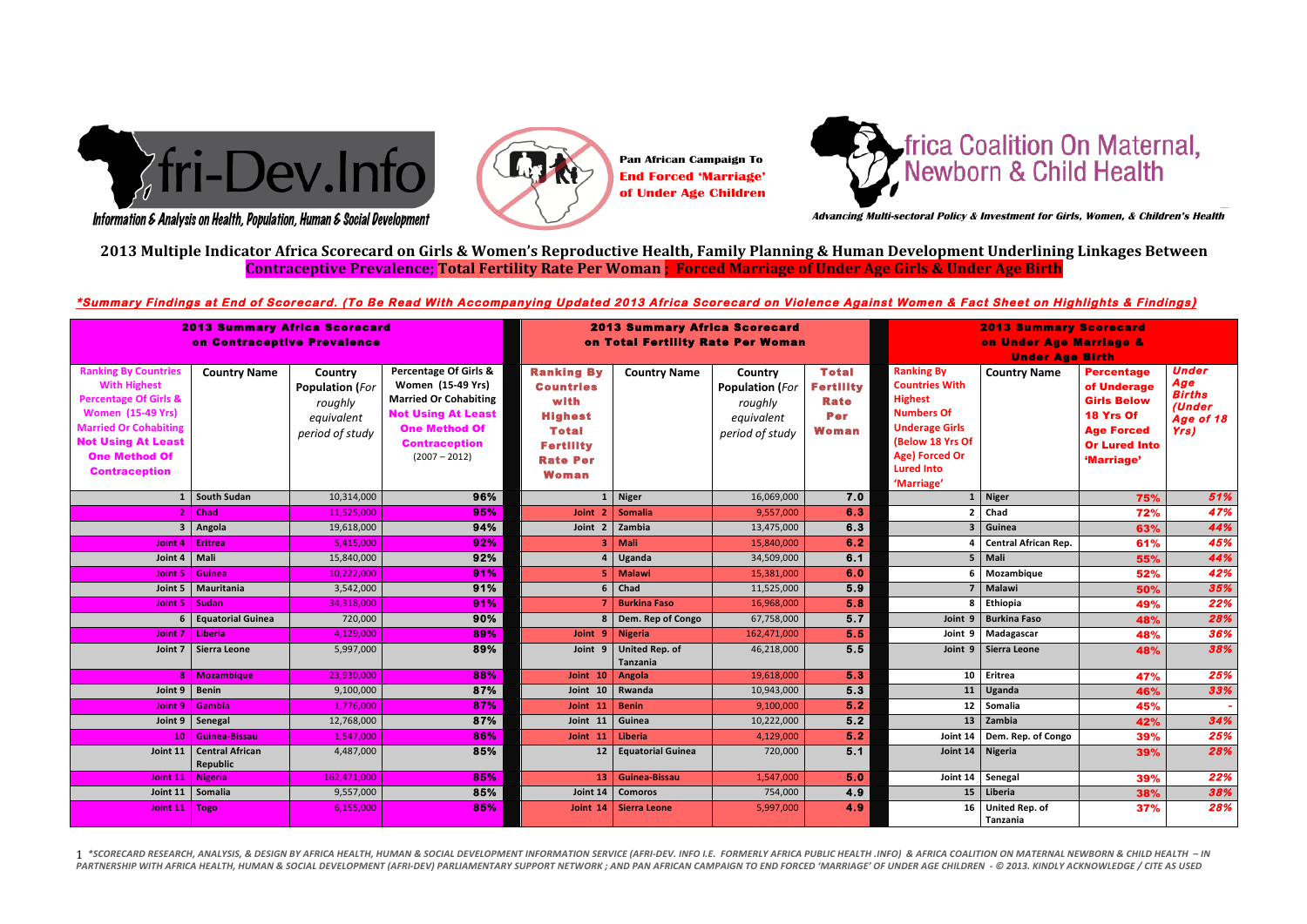Afri-Dev.Info

Information & Analysis on Health, Population, Human & Social Development

Pan African Campaign To End Forced 'Marriage' of Under Age Children

Africa Coalition On Maternal, Newborn & Child Health

Advancing Multi-sectoral Policy & Investment for Girls, Women, & Children's Health

## 2013 Multiple Indicator Africa Scorecard on Girls & Women's Reproductive Health, Family Planning & Human Development Underlining Linkages Between Contraceptive Prevalence; Total Fertility Rate Per Woman ; Forced Marriage of Under Age Girls & Under Age Birth

***Summary Findings at End of Scorecard. (To Be Read With Accompanying Updated 2013 Africa Scorecard on Violence Against Women & Fact Sheet on Highlights & Findings)***

| 2013 Summary Africa Scorecard on Contraceptive Prevalence | | | | 2013 Summary Africa Scorecard on Total Fertility Rate Per Woman | | | | 2013 Summary Scorecard on Under Age Marriage & Under Age Birth | | | |
|---|---|---|---|---|---|---|---|---|---|---|---|
| Ranking By Countries With Highest Percentage Of Girls & Women (15-49 Yrs) Married Or Cohabiting Not Using At Least One Method Of Contraception | Country Name | Country Population (*For roughly equivalent period of study*) | Percentage Of Girls & Women (15-49 Yrs) Married Or Cohabiting Not Using At Least One Method Of Contraception (2007 – 2012) | Ranking By Countries with Highest Total Fertility Rate Per Woman | Country Name | Country Population (*For roughly equivalent period of study*) | Total Fertility Rate Per Woman | Ranking By Countries With Highest Numbers Of Underage Girls (Below 18 Yrs Of Age) Forced Or Lured Into 'Marriage' | Country Name | Percentage of Underage Girls Below 18 Yrs Of Age Forced Or Lured Into 'Marriage' | *Under Age Births (Under Age of 18 Yrs)* |
| 1 | South Sudan | 10,314,000 | 96% | 1 | Niger | 16,069,000 | 7.0 | 1 | Niger | 75% | *51%* |
| 2 | Chad | 11,525,000 | 95% | Joint 2 | Somalia | 9,557,000 | 6.3 | 2 | Chad | 72% | *47%* |
| 3 | Angola | 19,618,000 | 94% | Joint 2 | Zambia | 13,475,000 | 6.3 | 3 | Guinea | 63% | *44%* |
| Joint 4 | Eritrea | 5,415,000 | 92% | 3 | Mali | 15,840,000 | 6.2 | 4 | Central African Rep. | 61% | *45%* |
| Joint 4 | Mali | 15,840,000 | 92% | 4 | Uganda | 34,509,000 | 6.1 | 5 | Mali | 55% | *44%* |
| Joint 5 | Guinea | 10,222,000 | 91% | 5 | Malawi | 15,381,000 | 6.0 | 6 | Mozambique | 52% | *42%* |
| Joint 5 | Mauritania | 3,542,000 | 91% | 6 | Chad | 11,525,000 | 5.9 | 7 | Malawi | 50% | *35%* |
| Joint 5 | Sudan | 34,318,000 | 91% | 7 | Burkina Faso | 16,968,000 | 5.8 | 8 | Ethiopia | 49% | *22%* |
| 6 | Equatorial Guinea | 720,000 | 90% | 8 | Dem. Rep of Congo | 67,758,000 | 5.7 | Joint 9 | Burkina Faso | 48% | *28%* |
| Joint 7 | Liberia | 4,129,000 | 89% | Joint 9 | Nigeria | 162,471,000 | 5.5 | Joint 9 | Madagascar | 48% | *36%* |
| Joint 7 | Sierra Leone | 5,997,000 | 89% | Joint 9 | United Rep. of Tanzania | 46,218,000 | 5.5 | Joint 9 | Sierra Leone | 48% | *38%* |
| 8 | Mozambique | 23,930,000 | 88% | Joint 10 | Angola | 19,618,000 | 5.3 | 10 | Eritrea | 47% | *25%* |
| Joint 9 | Benin | 9,100,000 | 87% | Joint 10 | Rwanda | 10,943,000 | 5.3 | 11 | Uganda | 46% | *33%* |
| Joint 9 | Gambia | 1,776,000 | 87% | Joint 11 | Benin | 9,100,000 | 5.2 | 12 | Somalia | 45% | *-* |
| Joint 9 | Senegal | 12,768,000 | 87% | Joint 11 | Guinea | 10,222,000 | 5.2 | 13 | Zambia | 42% | *34%* |
| 10 | Guinea-Bissau | 1,547,000 | 86% | Joint 11 | Liberia | 4,129,000 | 5.2 | Joint 14 | Dem. Rep. of Congo | 39% | *25%* |
| Joint 11 | Central African Republic | 4,487,000 | 85% | 12 | Equatorial Guinea | 720,000 | 5.1 | Joint 14 | Nigeria | 39% | *28%* |
| Joint 11 | Nigeria | 162,471,000 | 85% | 13 | Guinea-Bissau | 1,547,000 | 5.0 | Joint 14 | Senegal | 39% | *22%* |
| Joint 11 | Somalia | 9,557,000 | 85% | Joint 14 | Comoros | 754,000 | 4.9 | 15 | Liberia | 38% | *38%* |
| Joint 11 | Togo | 6,155,000 | 85% | Joint 14 | Sierra Leone | 5,997,000 | 4.9 | 16 | United Rep. of Tanzania | 37% | *28%* |

*\*SCORECARD RESEARCH, ANALYSIS, & DESIGN BY AFRICA HEALTH, HUMAN & SOCIAL DEVELOPMENT INFORMATION SERVICE (AFRI-DEV. INFO I.E. FORMERLY AFRICA PUBLIC HEALTH .INFO) & AFRICA COALITION ON MATERNAL NEWBORN & CHILD HEALTH – IN PARTNERSHIP WITH AFRICA HEALTH, HUMAN & SOCIAL DEVELOPMENT (AFRI-DEV) PARLIAMENTARY SUPPORT NETWORK ; AND PAN AFRICAN CAMPAIGN TO END FORCED 'MARRIAGE' OF UNDER AGE CHILDREN - © 2013. KINDLY ACKNOWLEDGE / CITE AS USED*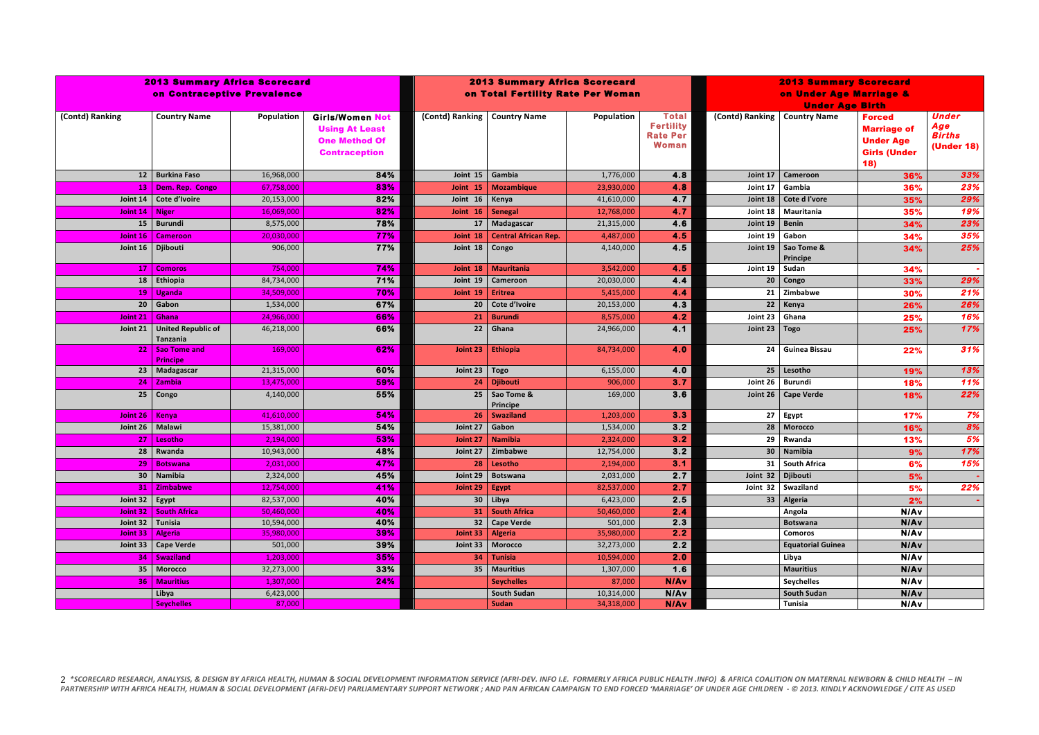## 2013 Summary Africa Scorecard on Contraceptive Prevalence

| (Contd) Ranking | Country Name | Population | Girls/Women Not Using At Least One Method Of Contraception |
|---|---|---|---|
| 12 | Burkina Faso | 16,968,000 | 84% |
| 13 | Dem. Rep. Congo | 67,758,000 | 83% |
| Joint 14 | Cote d'Ivoire | 20,153,000 | 82% |
| Joint 14 | Niger | 16,069,000 | 82% |
| 15 | Burundi | 8,575,000 | 78% |
| Joint 16 | Cameroon | 20,030,000 | 77% |
| Joint 16 | Djibouti | 906,000 | 77% |
| 17 | Comoros | 754,000 | 74% |
| 18 | Ethiopia | 84,734,000 | 71% |
| 19 | Uganda | 34,509,000 | 70% |
| 20 | Gabon | 1,534,000 | 67% |
| Joint 21 | Ghana | 24,966,000 | 66% |
| Joint 21 | United Republic of Tanzania | 46,218,000 | 66% |
| 22 | Sao Tome and Principe | 169,000 | 62% |
| 23 | Madagascar | 21,315,000 | 60% |
| 24 | Zambia | 13,475,000 | 59% |
| 25 | Congo | 4,140,000 | 55% |
| Joint 26 | Kenya | 41,610,000 | 54% |
| Joint 26 | Malawi | 15,381,000 | 54% |
| 27 | Lesotho | 2,194,000 | 53% |
| 28 | Rwanda | 10,943,000 | 48% |
| 29 | Botswana | 2,031,000 | 47% |
| 30 | Namibia | 2,324,000 | 45% |
| 31 | Zimbabwe | 12,754,000 | 41% |
| Joint 32 | Egypt | 82,537,000 | 40% |
| Joint 32 | South Africa | 50,460,000 | 40% |
| Joint 32 | Tunisia | 10,594,000 | 40% |
| Joint 33 | Algeria | 35,980,000 | 39% |
| Joint 33 | Cape Verde | 501,000 | 39% |
| 34 | Swaziland | 1,203,000 | 35% |
| 35 | Morocco | 32,273,000 | 33% |
| 36 | Mauritius | 1,307,000 | 24% |
| | Libya | 6,423,000 | |
| | Seychelles | 87,000 | |

## 2013 Summary Africa Scorecard on Total Fertility Rate Per Woman

| (Contd) Ranking | Country Name | Population | Total Fertility Rate Per Woman |
|---|---|---|---|
| Joint 15 | Gambia | 1,776,000 | 4.8 |
| Joint 15 | Mozambique | 23,930,000 | 4.8 |
| Joint 16 | Kenya | 41,610,000 | 4.7 |
| Joint 16 | Senegal | 12,768,000 | 4.7 |
| 17 | Madagascar | 21,315,000 | 4.6 |
| Joint 18 | Central African Rep. | 4,487,000 | 4.5 |
| Joint 18 | Congo | 4,140,000 | 4.5 |
| Joint 18 | Mauritania | 3,542,000 | 4.5 |
| Joint 19 | Cameroon | 20,030,000 | 4.4 |
| Joint 19 | Eritrea | 5,415,000 | 4.4 |
| 20 | Cote d'Ivoire | 20,153,000 | 4.3 |
| 21 | Burundi | 8,575,000 | 4.2 |
| 22 | Ghana | 24,966,000 | 4.1 |
| Joint 23 | Ethiopia | 84,734,000 | 4.0 |
| Joint 23 | Togo | 6,155,000 | 4.0 |
| 24 | Djibouti | 906,000 | 3.7 |
| 25 | Sao Tome & Principe | 169,000 | 3.6 |
| 26 | Swaziland | 1,203,000 | 3.3 |
| Joint 27 | Gabon | 1,534,000 | 3.2 |
| Joint 27 | Namibia | 2,324,000 | 3.2 |
| Joint 27 | Zimbabwe | 12,754,000 | 3.2 |
| 28 | Lesotho | 2,194,000 | 3.1 |
| Joint 29 | Botswana | 2,031,000 | 2.7 |
| Joint 29 | Egypt | 82,537,000 | 2.7 |
| 30 | Libya | 6,423,000 | 2.5 |
| 31 | South Africa | 50,460,000 | 2.4 |
| 32 | Cape Verde | 501,000 | 2.3 |
| Joint 33 | Algeria | 35,980,000 | 2.2 |
| Joint 33 | Morocco | 32,273,000 | 2.2 |
| 34 | Tunisia | 10,594,000 | 2.0 |
| 35 | Mauritius | 1,307,000 | 1.6 |
| | Seychelles | 87,000 | N/Av |
| | South Sudan | 10,314,000 | N/Av |
| | Sudan | 34,318,000 | N/Av |

## 2013 Summary Scorecard on Under Age Marriage & Under Age Birth

| (Contd) Ranking | Country Name | Forced Marriage of Under Age Girls (Under 18) | Under Age Births (Under 18) |
|---|---|---|---|
| Joint 17 | Cameroon | 36% | 33% |
| Joint 17 | Gambia | 36% | 23% |
| Joint 18 | Cote d I'vore | 35% | 29% |
| Joint 18 | Mauritania | 35% | 19% |
| Joint 19 | Benin | 34% | 23% |
| Joint 19 | Gabon | 34% | 35% |
| Joint 19 | Sao Tome & Principe | 34% | 25% |
| Joint 19 | Sudan | 34% | - |
| 20 | Congo | 33% | 29% |
| 21 | Zimbabwe | 30% | 21% |
| 22 | Kenya | 26% | 26% |
| Joint 23 | Ghana | 25% | 16% |
| Joint 23 | Togo | 25% | 17% |
| 24 | Guinea Bissau | 22% | 31% |
| 25 | Lesotho | 19% | 13% |
| Joint 26 | Burundi | 18% | 11% |
| Joint 26 | Cape Verde | 18% | 22% |
| 27 | Egypt | 17% | 7% |
| 28 | Morocco | 16% | 8% |
| 29 | Rwanda | 13% | 5% |
| 30 | Namibia | 9% | 17% |
| 31 | South Africa | 6% | 15% |
| Joint 32 | Djibouti | 5% | - |
| Joint 32 | Swaziland | 5% | 22% |
| 33 | Algeria | 2% | - |
| | Angola | N/Av | |
| | Botswana | N/Av | |
| | Comoros | N/Av | |
| | Equatorial Guinea | N/Av | |
| | Libya | N/Av | |
| | Mauritius | N/Av | |
| | Seychelles | N/Av | |
| | South Sudan | N/Av | |
| | Tunisia | N/Av | |

*\*SCORECARD RESEARCH, ANALYSIS, & DESIGN BY AFRICA HEALTH, HUMAN & SOCIAL DEVELOPMENT INFORMATION SERVICE (AFRI-DEV. INFO I.E. FORMERLY AFRICA PUBLIC HEALTH .INFO) & AFRICA COALITION ON MATERNAL NEWBORN & CHILD HEALTH – IN PARTNERSHIP WITH AFRICA HEALTH, HUMAN & SOCIAL DEVELOPMENT (AFRI-DEV) PARLIAMENTARY SUPPORT NETWORK ; AND PAN AFRICAN CAMPAIGN TO END FORCED 'MARRIAGE' OF UNDER AGE CHILDREN - © 2013. KINDLY ACKNOWLEDGE / CITE AS USED*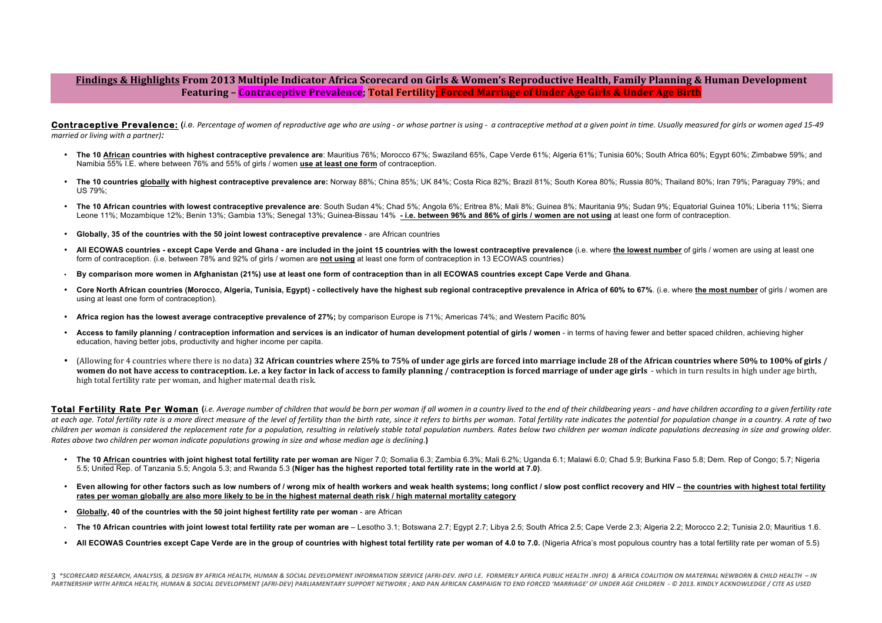## **Findings & Highlights** From 2013 Multiple Indicator Africa Scorecard on Girls & Women's Reproductive Health, Family Planning & Human Development Featuring – Contraceptive Prevalence; Total Fertility; Forced Marriage of Under Age Girls & Under Age Birth

**Contraceptive Prevalence:** (*i.e. Percentage of women of reproductive age who are using - or whose partner is using - a contraceptive method at a given point in time. Usually measured for girls or women aged 15-49 married or living with a partner):*

- **The 10 African countries with highest contraceptive prevalence are**: Mauritius 76%; Morocco 67%; Swaziland 65%, Cape Verde 61%; Algeria 61%; Tunisia 60%; South Africa 60%; Egypt 60%; Zimbabwe 59%; and Namibia 55% I.E. where between 76% and 55% of girls / women **use at least one form** of contraception.
- **The 10 countries globally with highest contraceptive prevalence are:** Norway 88%; China 85%; UK 84%; Costa Rica 82%; Brazil 81%; South Korea 80%; Russia 80%; Thailand 80%; Iran 79%; Paraguay 79%; and US 79%;
- **The 10 African countries with lowest contraceptive prevalence are**: South Sudan 4%; Chad 5%; Angola 6%; Eritrea 8%; Mali 8%; Guinea 8%; Mauritania 9%; Sudan 9%; Equatorial Guinea 10%; Liberia 11%; Sierra Leone 11%; Mozambique 12%; Benin 13%; Gambia 13%; Senegal 13%; Guinea-Bissau 14% **- i.e. between 96% and 86% of girls / women are not using** at least one form of contraception.
- **Globally, 35 of the countries with the 50 joint lowest contraceptive prevalence** - are African countries
- **All ECOWAS countries - except Cape Verde and Ghana - are included in the joint 15 countries with the lowest contraceptive prevalence** (i.e. where **the lowest number** of girls / women are using at least one form of contraception. (i.e. between 78% and 92% of girls / women are **not using** at least one form of contraception in 13 ECOWAS countries)
- **By comparison more women in Afghanistan (21%) use at least one form of contraception than in all ECOWAS countries except Cape Verde and Ghana**.
- **Core North African countries (Morocco, Algeria, Tunisia, Egypt) - collectively have the highest sub regional contraceptive prevalence in Africa of 60% to 67%**. (i.e. where **the most number** of girls / women are using at least one form of contraception).
- **Africa region has the lowest average contraceptive prevalence of 27%;** by comparison Europe is 71%; Americas 74%; and Western Pacific 80%
- **Access to family planning / contraception information and services is an indicator of human development potential of girls / women** - in terms of having fewer and better spaced children, achieving higher education, having better jobs, productivity and higher income per capita.
- (Allowing for 4 countries where there is no data) **32 African countries where 25% to 75% of under age girls are forced into marriage include 28 of the African countries where 50% to 100% of girls / women do not have access to contraception. i.e. a key factor in lack of access to family planning / contraception is forced marriage of under age girls** - which in turn results in high under age birth, high total fertility rate per woman, and higher maternal death risk.

**Total Fertility Rate Per Woman** (*i.e. Average number of children that would be born per woman if all women in a country lived to the end of their childbearing years - and have children according to a given fertility rate at each age. Total fertility rate is a more direct measure of the level of fertility than the birth rate, since it refers to births per woman. Total fertility rate indicates the potential for population change in a country. A rate of two children per woman is considered the replacement rate for a population, resulting in relatively stable total population numbers. Rates below two children per woman indicate populations decreasing in size and growing older. Rates above two children per woman indicate populations growing in size and whose median age is declining.*)

- **The 10 African countries with joint highest total fertility rate per woman are** Niger 7.0; Somalia 6.3; Zambia 6.3%; Mali 6.2%; Uganda 6.1; Malawi 6.0; Chad 5.9; Burkina Faso 5.8; Dem. Rep of Congo; 5.7; Nigeria 5.5; United Rep. of Tanzania 5.5; Angola 5.3; and Rwanda 5.3 **(Niger has the highest reported total fertility rate in the world at 7.0)**.
- **Even allowing for other factors such as low numbers of / wrong mix of health workers and weak health systems; long conflict / slow post conflict recovery and HIV – the countries with highest total fertility rates per woman globally are also more likely to be in the highest maternal death risk / high maternal mortality category**
- **Globally, 40 of the countries with the 50 joint highest fertility rate per woman** - are African
- **The 10 African countries with joint lowest total fertility rate per woman are** – Lesotho 3.1; Botswana 2.7; Egypt 2.7; Libya 2.5; South Africa 2.5; Cape Verde 2.3; Algeria 2.2; Morocco 2.2; Tunisia 2.0; Mauritius 1.6.
- **All ECOWAS Countries except Cape Verde are in the group of countries with highest total fertility rate per woman of 4.0 to 7.0.** (Nigeria Africa's most populous country has a total fertility rate per woman of 5.5)

*\*SCORECARD RESEARCH, ANALYSIS, & DESIGN BY AFRICA HEALTH, HUMAN & SOCIAL DEVELOPMENT INFORMATION SERVICE (AFRI-DEV. INFO I.E. FORMERLY AFRICA PUBLIC HEALTH .INFO) & AFRICA COALITION ON MATERNAL NEWBORN & CHILD HEALTH – IN PARTNERSHIP WITH AFRICA HEALTH, HUMAN & SOCIAL DEVELOPMENT (AFRI-DEV) PARLIAMENTARY SUPPORT NETWORK ; AND PAN AFRICAN CAMPAIGN TO END FORCED 'MARRIAGE' OF UNDER AGE CHILDREN - © 2013. KINDLY ACKNOWLEDGE / CITE AS USED*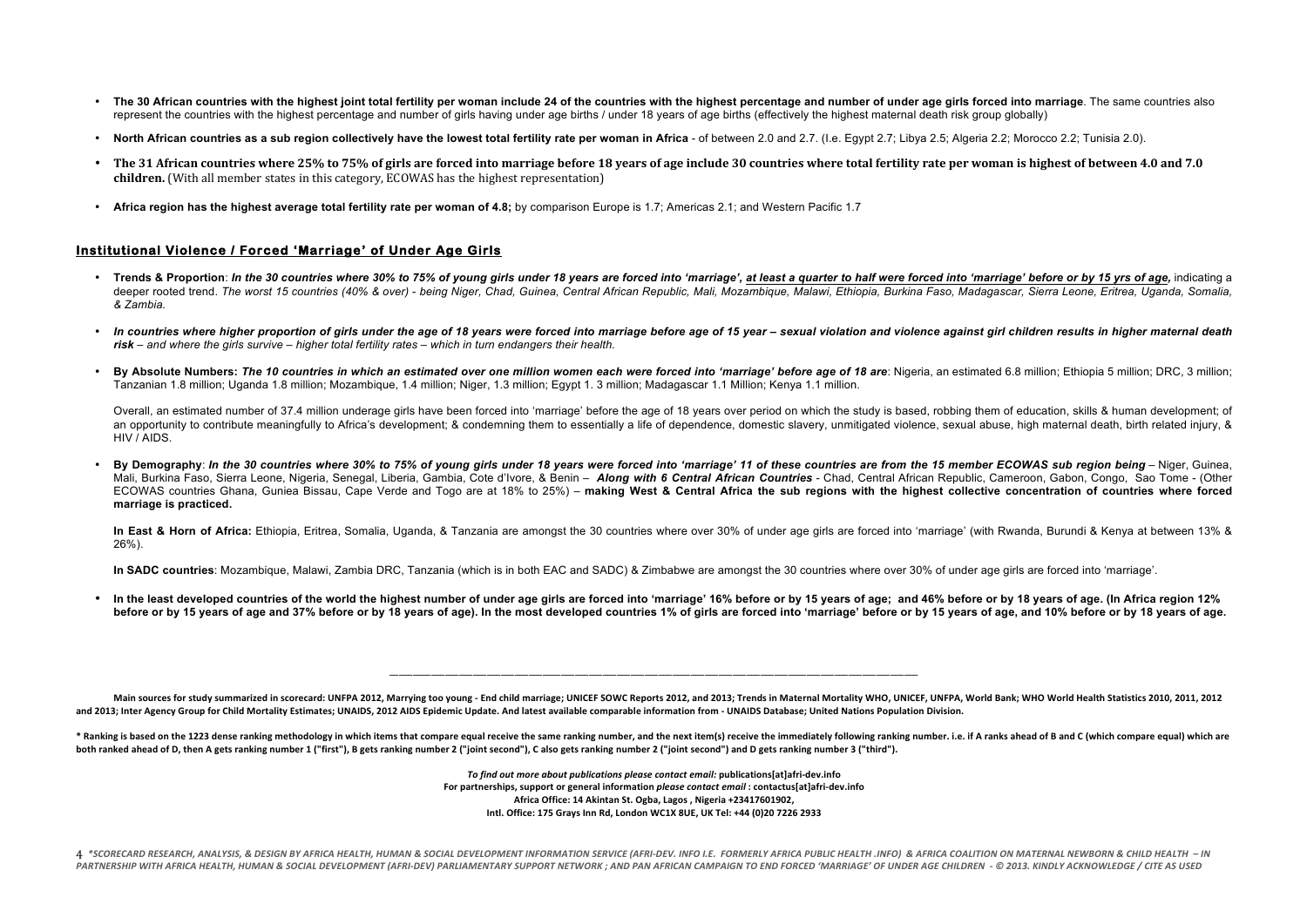- **The 30 African countries with the highest joint total fertility per woman include 24 of the countries with the highest percentage and number of under age girls forced into marriage**. The same countries also represent the countries with the highest percentage and number of girls having under age births / under 18 years of age births (effectively the highest maternal death risk group globally)

- **North African countries as a sub region collectively have the lowest total fertility rate per woman in Africa** - of between 2.0 and 2.7. (I.e. Egypt 2.7; Libya 2.5; Algeria 2.2; Morocco 2.2; Tunisia 2.0).

- **The 31 African countries where 25% to 75% of girls are forced into marriage before 18 years of age include 30 countries where total fertility rate per woman is highest of between 4.0 and 7.0 children.** (With all member states in this category, ECOWAS has the highest representation)

- **Africa region has the highest average total fertility rate per woman of 4.8;** by comparison Europe is 1.7; Americas 2.1; and Western Pacific 1.7

## Institutional Violence / Forced 'Marriage' of Under Age Girls

- **Trends & Proportion**: ***In the 30 countries where 30% to 75% of young girls under 18 years are forced into 'marriage', at least a quarter to half were forced into 'marriage' before or by 15 yrs of age,*** indicating a deeper rooted trend. *The worst 15 countries (40% & over) - being Niger, Chad, Guinea, Central African Republic, Mali, Mozambique, Malawi, Ethiopia, Burkina Faso, Madagascar, Sierra Leone, Eritrea, Uganda, Somalia, & Zambia.*

- ***In countries where higher proportion of girls under the age of 18 years were forced into marriage before age of 15 year – sexual violation and violence against girl children results in higher maternal death risk*** *– and where the girls survive – higher total fertility rates – which in turn endangers their health.*

- **By Absolute Numbers:** ***The 10 countries in which an estimated over one million women each were forced into 'marriage' before age of 18 are***: Nigeria, an estimated 6.8 million; Ethiopia 5 million; DRC, 3 million; Tanzanian 1.8 million; Uganda 1.8 million; Mozambique, 1.4 million; Niger, 1.3 million; Egypt 1. 3 million; Madagascar 1.1 Million; Kenya 1.1 million.

  Overall, an estimated number of 37.4 million underage girls have been forced into 'marriage' before the age of 18 years over period on which the study is based, robbing them of education, skills & human development; of an opportunity to contribute meaningfully to Africa's development; & condemning them to essentially a life of dependence, domestic slavery, unmitigated violence, sexual abuse, high maternal death, birth related injury, & HIV / AIDS.

- **By Demography**: ***In the 30 countries where 30% to 75% of young girls under 18 years were forced into 'marriage' 11 of these countries are from the 15 member ECOWAS sub region being*** – Niger, Guinea, Mali, Burkina Faso, Sierra Leone, Nigeria, Senegal, Liberia, Gambia, Cote d'Ivore, & Benin – ***Along with 6 Central African Countries*** - Chad, Central African Republic, Cameroon, Gabon, Congo, Sao Tome - (Other ECOWAS countries Ghana, Guniea Bissau, Cape Verde and Togo are at 18% to 25%) – **making West & Central Africa the sub regions with the highest collective concentration of countries where forced marriage is practiced.**

  **In East & Horn of Africa:** Ethiopia, Eritrea, Somalia, Uganda, & Tanzania are amongst the 30 countries where over 30% of under age girls are forced into 'marriage' (with Rwanda, Burundi & Kenya at between 13% & 26%).

  **In SADC countries**: Mozambique, Malawi, Zambia DRC, Tanzania (which is in both EAC and SADC) & Zimbabwe are amongst the 30 countries where over 30% of under age girls are forced into 'marriage'.

- **In the least developed countries of the world the highest number of under age girls are forced into 'marriage' 16% before or by 15 years of age; and 46% before or by 18 years of age. (In Africa region 12% before or by 15 years of age and 37% before or by 18 years of age). In the most developed countries 1% of girls are forced into 'marriage' before or by 15 years of age, and 10% before or by 18 years of age.**

---

**Main sources for study summarized in scorecard: UNFPA 2012, Marrying too young - End child marriage; UNICEF SOWC Reports 2012, and 2013; Trends in Maternal Mortality WHO, UNICEF, UNFPA, World Bank; WHO World Health Statistics 2010, 2011, 2012 and 2013; Inter Agency Group for Child Mortality Estimates; UNAIDS, 2012 AIDS Epidemic Update. And latest available comparable information from - UNAIDS Database; United Nations Population Division.**

**\* Ranking is based on the 1223 dense ranking methodology in which items that compare equal receive the same ranking number, and the next item(s) receive the immediately following ranking number. i.e. if A ranks ahead of B and C (which compare equal) which are both ranked ahead of D, then A gets ranking number 1 ("first"), B gets ranking number 2 ("joint second"), C also gets ranking number 2 ("joint second") and D gets ranking number 3 ("third").**

***To find out more about publications please contact email:*** **publications[at]afri-dev.info**
**For partnerships, support or general information** ***please contact email*** **: contactus[at]afri-dev.info**
**Africa Office: 14 Akintan St. Ogba, Lagos , Nigeria +23417601902,**
**Intl. Office: 175 Grays Inn Rd, London WC1X 8UE, UK Tel: +44 (0)20 7226 2933**

*\*SCORECARD RESEARCH, ANALYSIS, & DESIGN BY AFRICA HEALTH, HUMAN & SOCIAL DEVELOPMENT INFORMATION SERVICE (AFRI-DEV. INFO I.E. FORMERLY AFRICA PUBLIC HEALTH .INFO) & AFRICA COALITION ON MATERNAL NEWBORN & CHILD HEALTH – IN PARTNERSHIP WITH AFRICA HEALTH, HUMAN & SOCIAL DEVELOPMENT (AFRI-DEV) PARLIAMENTARY SUPPORT NETWORK ; AND PAN AFRICAN CAMPAIGN TO END FORCED 'MARRIAGE' OF UNDER AGE CHILDREN - © 2013. KINDLY ACKNOWLEDGE / CITE AS USED*